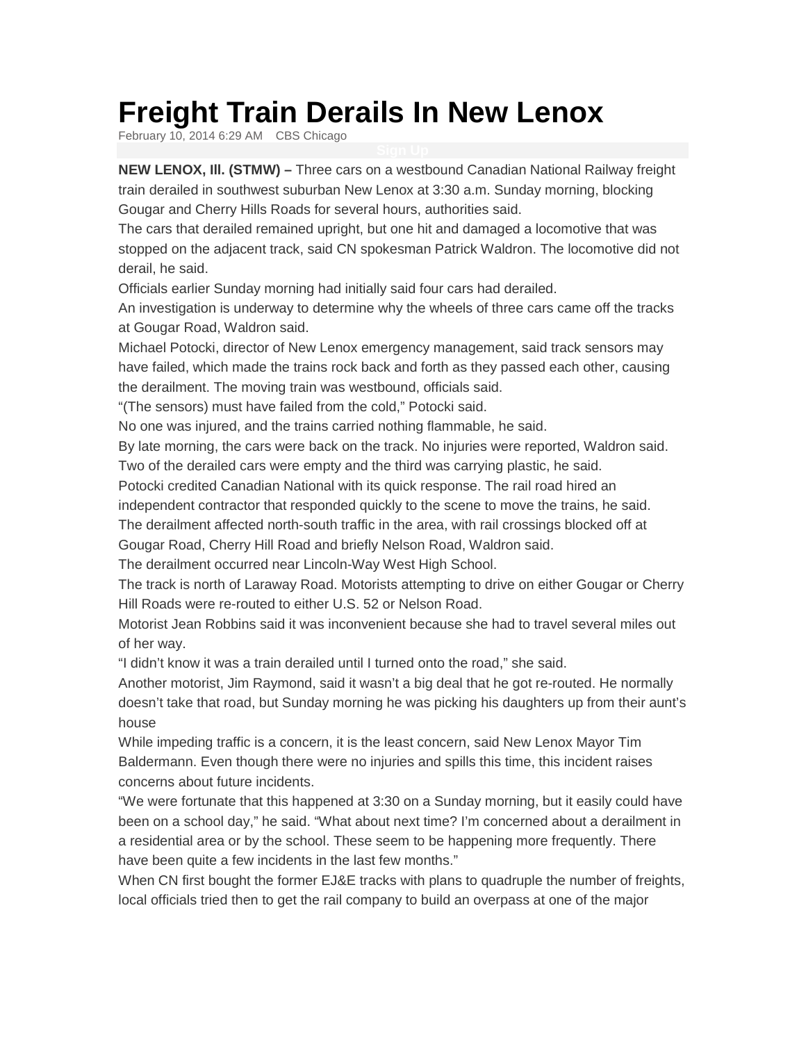# Freight Train Derails In New Lenox

February 10, 2014 6:29 AM CBS Chicago

Sign Up

**NEW LENOX, Ill. (STMW) –** Three cars on a westbound Canadian National Railway freight train derailed in southwest suburban New Lenox at 3:30 a.m. Sunday morning, blocking Gougar and Cherry Hills Roads for several hours, authorities said.

The cars that derailed remained upright, but one hit and damaged a locomotive that was stopped on the adjacent track, said CN spokesman Patrick Waldron. The locomotive did not derail, he said.

Officials earlier Sunday morning had initially said four cars had derailed.

An investigation is underway to determine why the wheels of three cars came off the tracks at Gougar Road, Waldron said.

Michael Potocki, director of New Lenox emergency management, said track sensors may have failed, which made the trains rock back and forth as they passed each other, causing the derailment. The moving train was westbound, officials said.

"(The sensors) must have failed from the cold," Potocki said.

No one was injured, and the trains carried nothing flammable, he said.

By late morning, the cars were back on the track. No injuries were reported, Waldron said.

Two of the derailed cars were empty and the third was carrying plastic, he said.

Potocki credited Canadian National with its quick response. The rail road hired an independent contractor that responded quickly to the scene to move the trains, he said.

The derailment affected north-south traffic in the area, with rail crossings blocked off at Gougar Road, Cherry Hill Road and briefly Nelson Road, Waldron said.

The derailment occurred near Lincoln-Way West High School.

The track is north of Laraway Road. Motorists attempting to drive on either Gougar or Cherry Hill Roads were re-routed to either U.S. 52 or Nelson Road.

Motorist Jean Robbins said it was inconvenient because she had to travel several miles out of her way.

"I didn't know it was a train derailed until I turned onto the road," she said.

Another motorist, Jim Raymond, said it wasn't a big deal that he got re-routed. He normally doesn't take that road, but Sunday morning he was picking his daughters up from their aunt's house

While impeding traffic is a concern, it is the least concern, said New Lenox Mayor Tim Baldermann. Even though there were no injuries and spills this time, this incident raises concerns about future incidents.

"We were fortunate that this happened at 3:30 on a Sunday morning, but it easily could have been on a school day," he said. "What about next time? I'm concerned about a derailment in a residential area or by the school. These seem to be happening more frequently. There have been quite a few incidents in the last few months."

When CN first bought the former EJ&E tracks with plans to quadruple the number of freights, local officials tried then to get the rail company to build an overpass at one of the major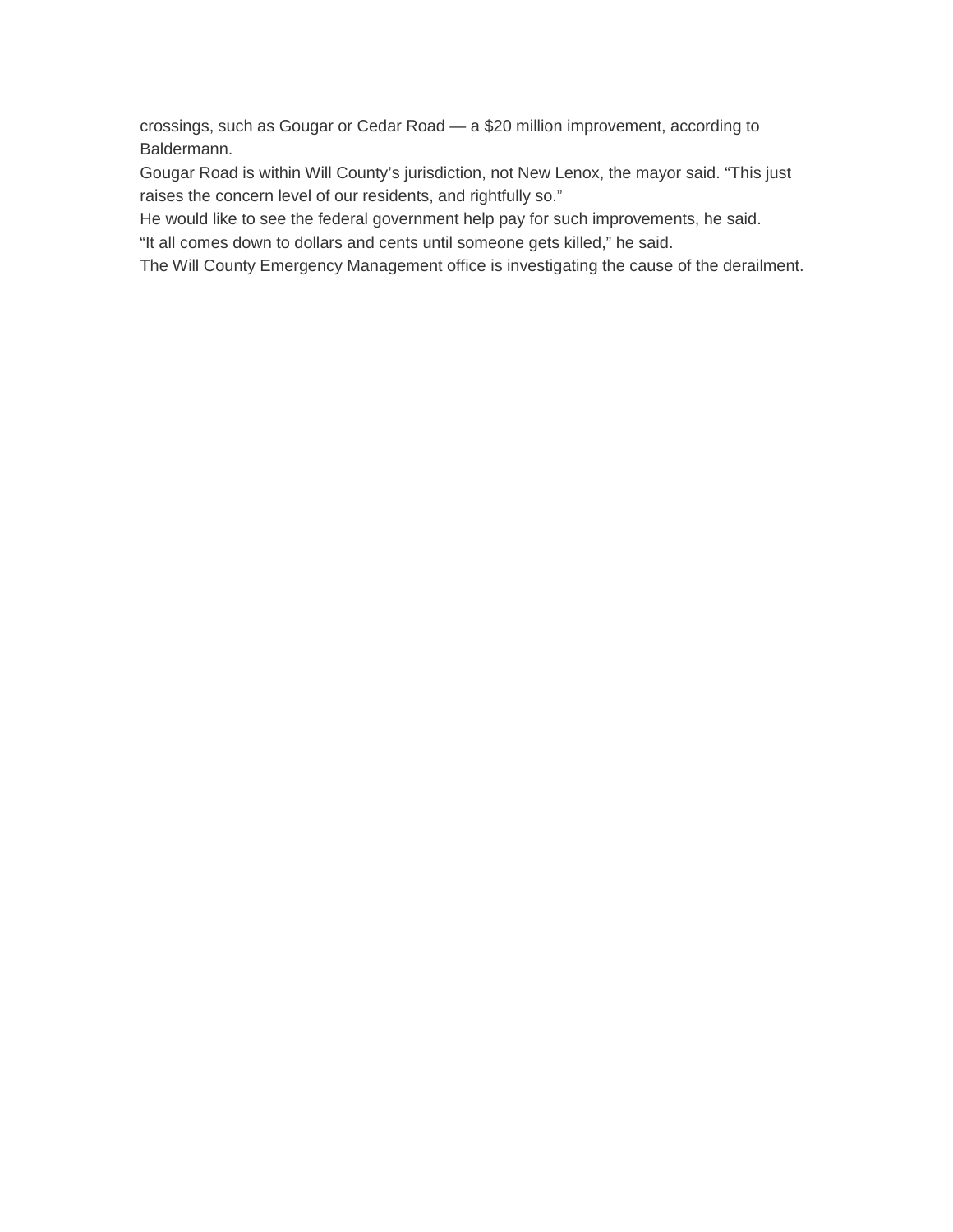crossings, such as Gougar or Cedar Road — a $20 million improvement, according to Baldermann.

Gougar Road is within Will County's jurisdiction, not New Lenox, the mayor said. "This just raises the concern level of our residents, and rightfully so."

He would like to see the federal government help pay for such improvements, he said.

"It all comes down to dollars and cents until someone gets killed," he said.

The Will County Emergency Management office is investigating the cause of the derailment.